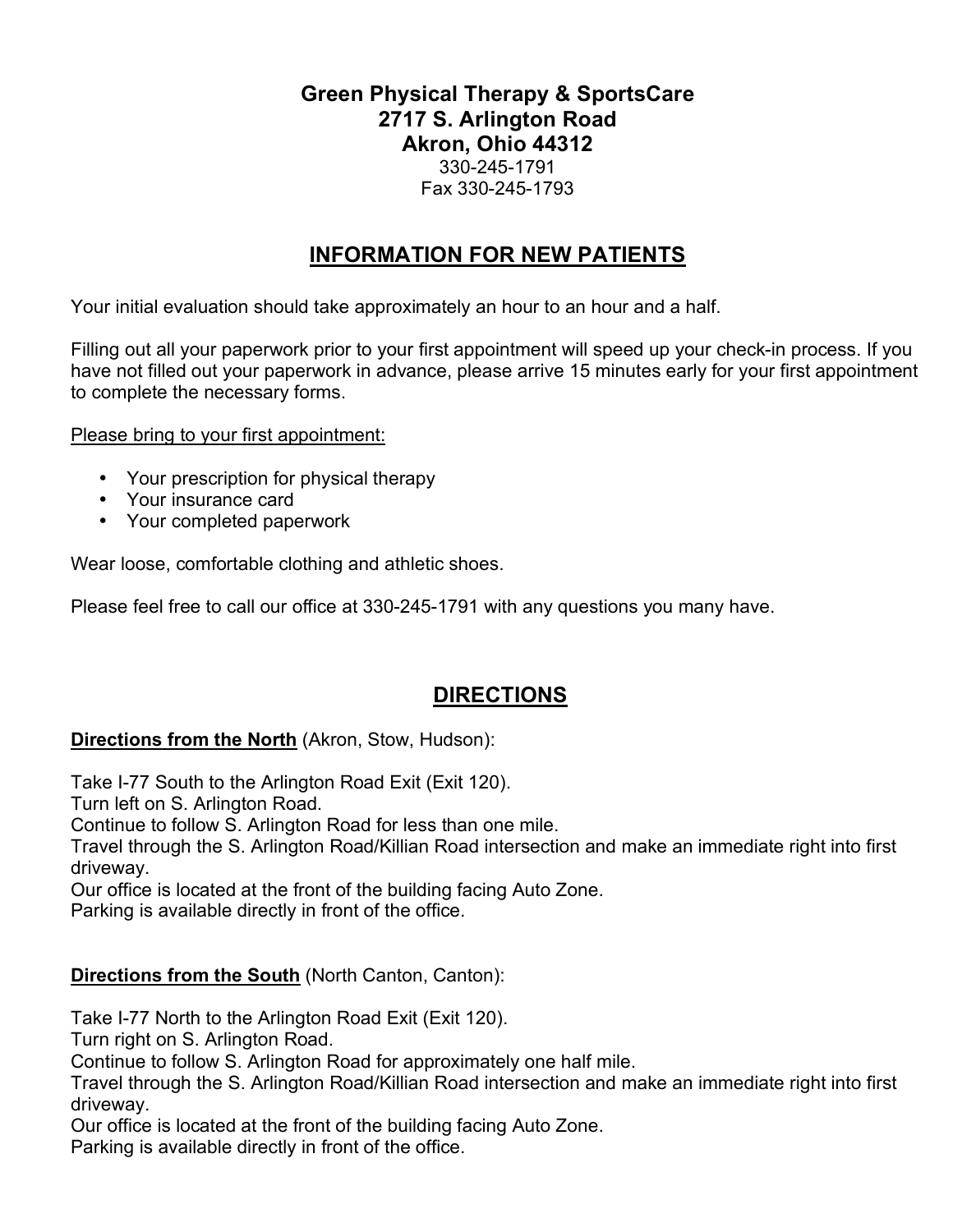**Green Physical Therapy & SportsCare**
**2717 S. Arlington Road**
**Akron, Ohio 44312**
330-245-1791
Fax 330-245-1793

## INFORMATION FOR NEW PATIENTS

Your initial evaluation should take approximately an hour to an hour and a half.

Filling out all your paperwork prior to your first appointment will speed up your check-in process. If you have not filled out your paperwork in advance, please arrive 15 minutes early for your first appointment to complete the necessary forms.

Please bring to your first appointment:

- Your prescription for physical therapy
- Your insurance card
- Your completed paperwork

Wear loose, comfortable clothing and athletic shoes.

Please feel free to call our office at 330-245-1791 with any questions you many have.

## DIRECTIONS

**Directions from the North** (Akron, Stow, Hudson):

Take I-77 South to the Arlington Road Exit (Exit 120).
Turn left on S. Arlington Road.
Continue to follow S. Arlington Road for less than one mile.
Travel through the S. Arlington Road/Killian Road intersection and make an immediate right into first driveway.
Our office is located at the front of the building facing Auto Zone.
Parking is available directly in front of the office.

**Directions from the South** (North Canton, Canton):

Take I-77 North to the Arlington Road Exit (Exit 120).
Turn right on S. Arlington Road.
Continue to follow S. Arlington Road for approximately one half mile.
Travel through the S. Arlington Road/Killian Road intersection and make an immediate right into first driveway.
Our office is located at the front of the building facing Auto Zone.
Parking is available directly in front of the office.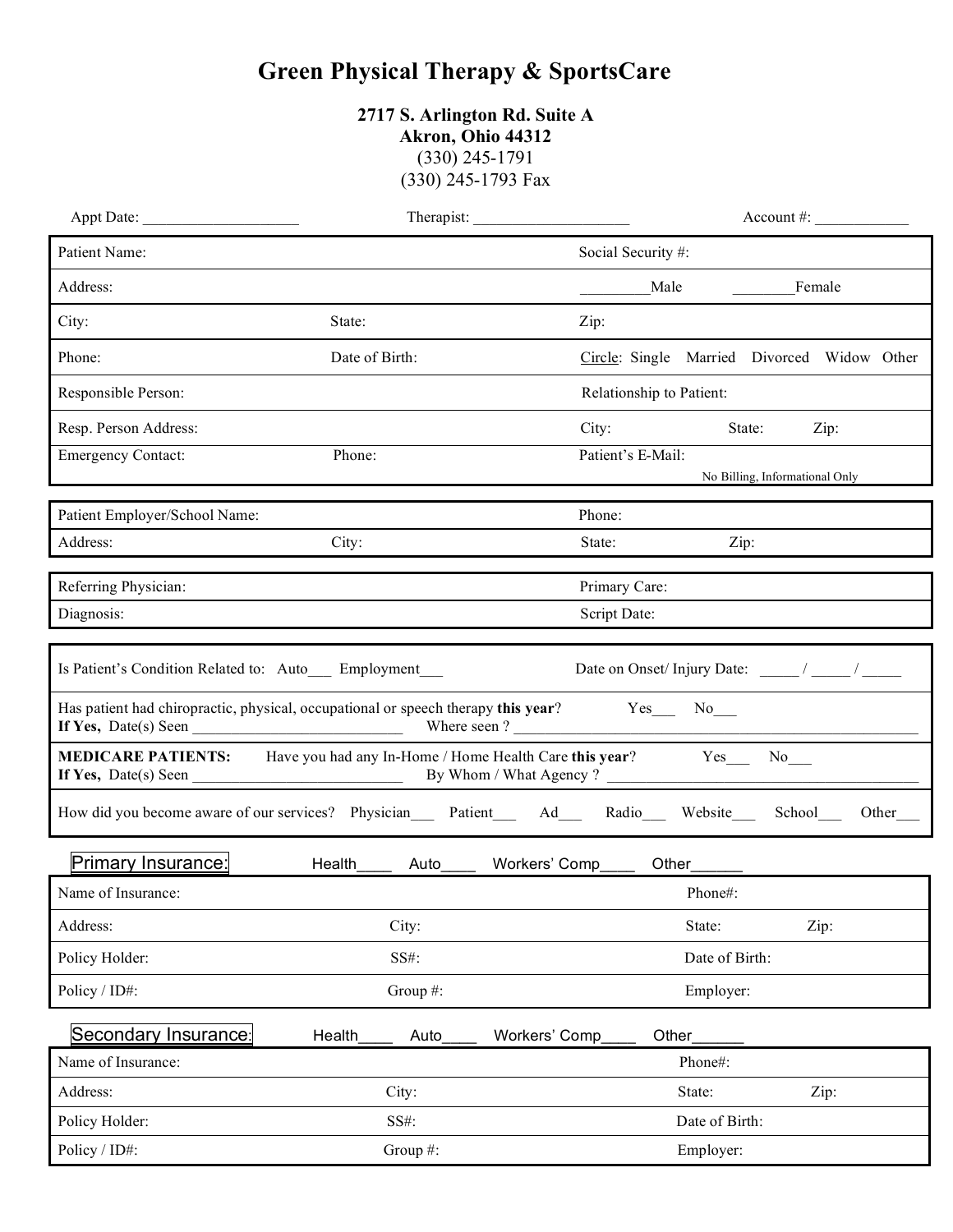# Green Physical Therapy & SportsCare

**2717 S. Arlington Rd. Suite A**
**Akron, Ohio 44312**
(330) 245-1791
(330) 245-1793 Fax

Appt Date: ____________________ Therapist: ____________________ Account #: ____________

| | | |
|---|---|---|
| Patient Name: | | Social Security #: |
| Address: | | _________Male ________Female |
| City: | State: | Zip: |
| Phone: | Date of Birth: | Circle: Single Married Divorced Widow Other |
| Responsible Person: | | Relationship to Patient: |
| Resp. Person Address: | | City: State: Zip: |
| Emergency Contact: | Phone: | Patient's E-Mail: No Billing, Informational Only |

| | | | |
|---|---|---|---|
| Patient Employer/School Name: | | Phone: | |
| Address: | City: | State: | Zip: |

| | |
|---|---|
| Referring Physician: | Primary Care: |
| Diagnosis: | Script Date: |

Is Patient's Condition Related to: Auto___ Employment___ Date on Onset/ Injury Date: _____ / _____ / _____

Has patient had chiropractic, physical, occupational or speech therapy **this year**? Yes___ No___
**If Yes,** Date(s) Seen ___________________________ Where seen ? ____________________________________________________

**MEDICARE PATIENTS:** Have you had any In-Home / Home Health Care **this year**? Yes___ No___
**If Yes,** Date(s) Seen ___________________________ By Whom / What Agency ? ________________________________________

How did you become aware of our services? Physician___ Patient___ Ad___ Radio___ Website___ School___ Other___

**Primary Insurance:** Health____ Auto____ Workers' Comp____ Other______

| | | | |
|---|---|---|---|
| Name of Insurance: | | Phone#: | |
| Address: | City: | State: | Zip: |
| Policy Holder: | SS#: | Date of Birth: | |
| Policy / ID#: | Group #: | Employer: | |

**Secondary Insurance:** Health____ Auto____ Workers' Comp____ Other______

| | | | |
|---|---|---|---|
| Name of Insurance: | | Phone#: | |
| Address: | City: | State: | Zip: |
| Policy Holder: | SS#: | Date of Birth: | |
| Policy / ID#: | Group #: | Employer: | |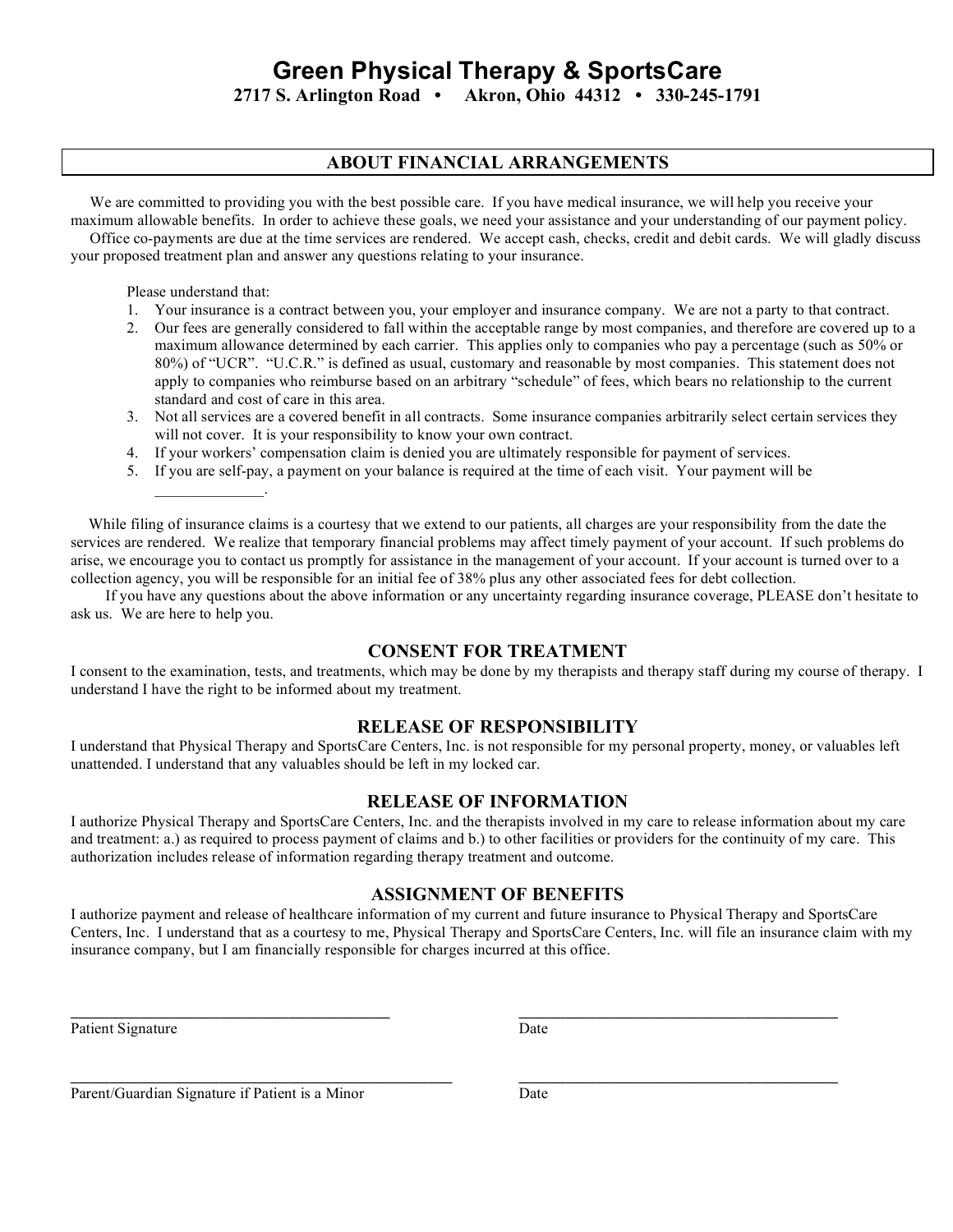# Green Physical Therapy & SportsCare

**2717 S. Arlington Road • Akron, Ohio 44312 • 330-245-1791**

## ABOUT FINANCIAL ARRANGEMENTS

We are committed to providing you with the best possible care. If you have medical insurance, we will help you receive your maximum allowable benefits. In order to achieve these goals, we need your assistance and your understanding of our payment policy.

Office co-payments are due at the time services are rendered. We accept cash, checks, credit and debit cards. We will gladly discuss your proposed treatment plan and answer any questions relating to your insurance.

Please understand that:

1. Your insurance is a contract between you, your employer and insurance company. We are not a party to that contract.
2. Our fees are generally considered to fall within the acceptable range by most companies, and therefore are covered up to a maximum allowance determined by each carrier. This applies only to companies who pay a percentage (such as 50% or 80%) of "UCR". "U.C.R." is defined as usual, customary and reasonable by most companies. This statement does not apply to companies who reimburse based on an arbitrary "schedule" of fees, which bears no relationship to the current standard and cost of care in this area.
3. Not all services are a covered benefit in all contracts. Some insurance companies arbitrarily select certain services they will not cover. It is your responsibility to know your own contract.
4. If your workers' compensation claim is denied you are ultimately responsible for payment of services.
5. If you are self-pay, a payment on your balance is required at the time of each visit. Your payment will be ______________.

While filing of insurance claims is a courtesy that we extend to our patients, all charges are your responsibility from the date the services are rendered. We realize that temporary financial problems may affect timely payment of your account. If such problems do arise, we encourage you to contact us promptly for assistance in the management of your account. If your account is turned over to a collection agency, you will be responsible for an initial fee of 38% plus any other associated fees for debt collection.

If you have any questions about the above information or any uncertainty regarding insurance coverage, PLEASE don't hesitate to ask us. We are here to help you.

## CONSENT FOR TREATMENT

I consent to the examination, tests, and treatments, which may be done by my therapists and therapy staff during my course of therapy. I understand I have the right to be informed about my treatment.

## RELEASE OF RESPONSIBILITY

I understand that Physical Therapy and SportsCare Centers, Inc. is not responsible for my personal property, money, or valuables left unattended. I understand that any valuables should be left in my locked car.

## RELEASE OF INFORMATION

I authorize Physical Therapy and SportsCare Centers, Inc. and the therapists involved in my care to release information about my care and treatment: a.) as required to process payment of claims and b.) to other facilities or providers for the continuity of my care. This authorization includes release of information regarding therapy treatment and outcome.

## ASSIGNMENT OF BENEFITS

I authorize payment and release of healthcare information of my current and future insurance to Physical Therapy and SportsCare Centers, Inc. I understand that as a courtesy to me, Physical Therapy and SportsCare Centers, Inc. will file an insurance claim with my insurance company, but I am financially responsible for charges incurred at this office.

_________________________________________ _________________________________________

Patient Signature Date

_________________________________________ _________________________________________

Parent/Guardian Signature if Patient is a Minor Date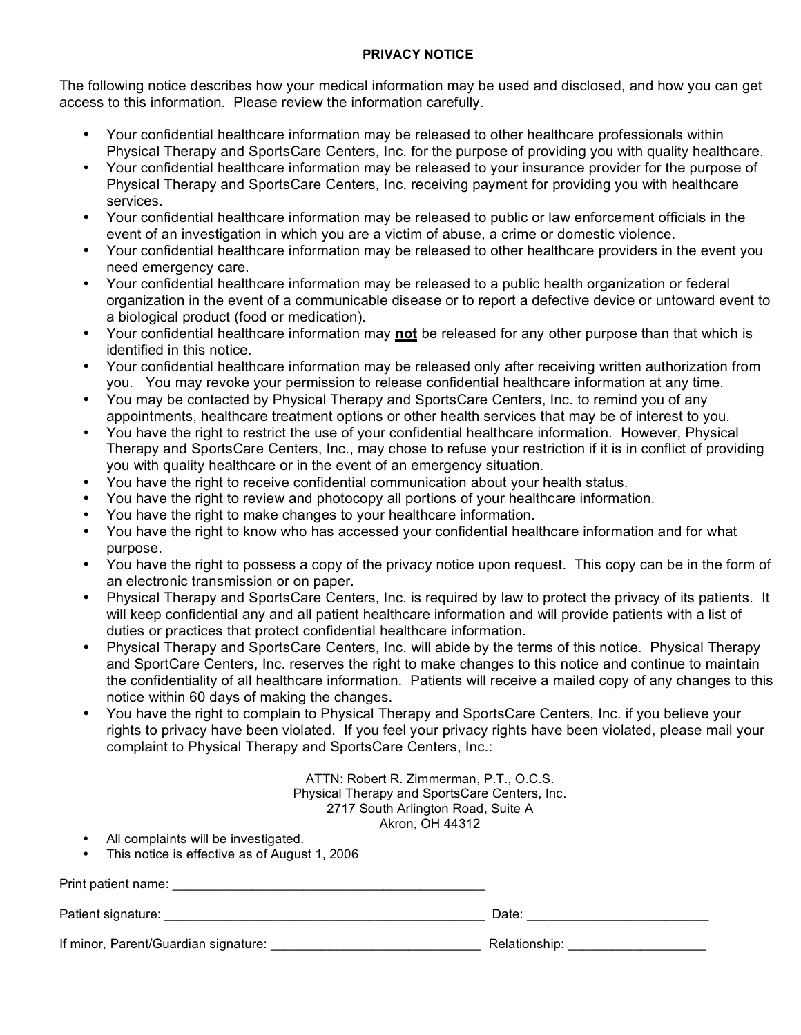## PRIVACY NOTICE

The following notice describes how your medical information may be used and disclosed, and how you can get access to this information. Please review the information carefully.

- Your confidential healthcare information may be released to other healthcare professionals within Physical Therapy and SportsCare Centers, Inc. for the purpose of providing you with quality healthcare.
- Your confidential healthcare information may be released to your insurance provider for the purpose of Physical Therapy and SportsCare Centers, Inc. receiving payment for providing you with healthcare services.
- Your confidential healthcare information may be released to public or law enforcement officials in the event of an investigation in which you are a victim of abuse, a crime or domestic violence.
- Your confidential healthcare information may be released to other healthcare providers in the event you need emergency care.
- Your confidential healthcare information may be released to a public health organization or federal organization in the event of a communicable disease or to report a defective device or untoward event to a biological product (food or medication).
- Your confidential healthcare information may **not** be released for any other purpose than that which is identified in this notice.
- Your confidential healthcare information may be released only after receiving written authorization from you. You may revoke your permission to release confidential healthcare information at any time.
- You may be contacted by Physical Therapy and SportsCare Centers, Inc. to remind you of any appointments, healthcare treatment options or other health services that may be of interest to you.
- You have the right to restrict the use of your confidential healthcare information. However, Physical Therapy and SportsCare Centers, Inc., may chose to refuse your restriction if it is in conflict of providing you with quality healthcare or in the event of an emergency situation.
- You have the right to receive confidential communication about your health status.
- You have the right to review and photocopy all portions of your healthcare information.
- You have the right to make changes to your healthcare information.
- You have the right to know who has accessed your confidential healthcare information and for what purpose.
- You have the right to possess a copy of the privacy notice upon request. This copy can be in the form of an electronic transmission or on paper.
- Physical Therapy and SportsCare Centers, Inc. is required by law to protect the privacy of its patients. It will keep confidential any and all patient healthcare information and will provide patients with a list of duties or practices that protect confidential healthcare information.
- Physical Therapy and SportsCare Centers, Inc. will abide by the terms of this notice. Physical Therapy and SportCare Centers, Inc. reserves the right to make changes to this notice and continue to maintain the confidentiality of all healthcare information. Patients will receive a mailed copy of any changes to this notice within 60 days of making the changes.
- You have the right to complain to Physical Therapy and SportsCare Centers, Inc. if you believe your rights to privacy have been violated. If you feel your privacy rights have been violated, please mail your complaint to Physical Therapy and SportsCare Centers, Inc.:

ATTN: Robert R. Zimmerman, P.T., O.C.S.
Physical Therapy and SportsCare Centers, Inc.
2717 South Arlington Road, Suite A
Akron, OH 44312

- All complaints will be investigated.
- This notice is effective as of August 1, 2006

Print patient name: ____________________________________________

Patient signature: ____________________________________________ Date: ________________________

If minor, Parent/Guardian signature: _____________________________ Relationship: __________________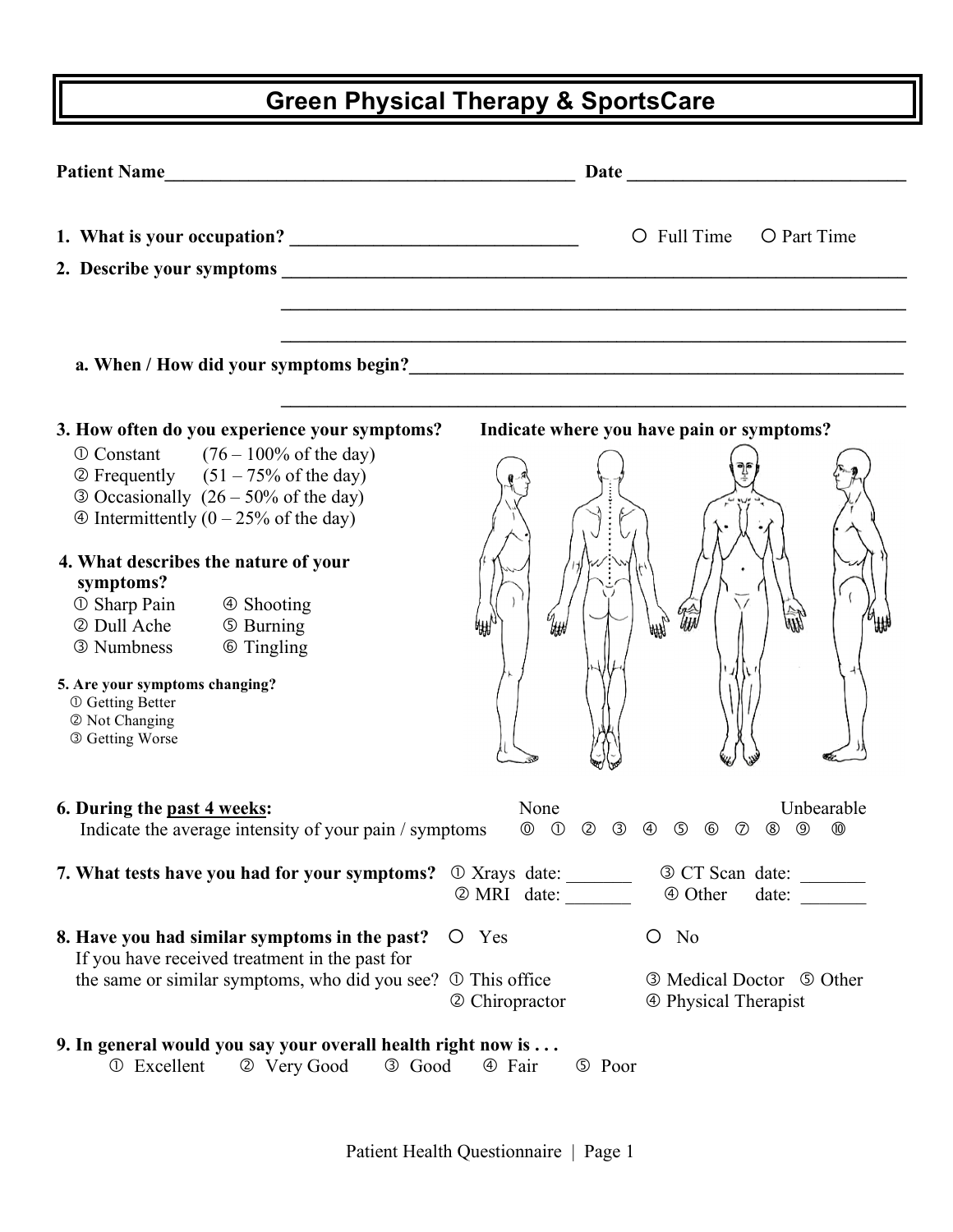# Green Physical Therapy & SportsCare

**Patient Name**______________________________________________ **Date** ______________________________

**1. What is your occupation?** _______________________________ ○ Full Time ○ Part Time

**2. Describe your symptoms** _____________________________________________________________________

_____________________________________________________________________

_____________________________________________________________________

**a. When / How did your symptoms begin?**_______________________________________________________

_____________________________________________________________________

**3. How often do you experience your symptoms?**

① Constant (76 – 100% of the day)
② Frequently (51 – 75% of the day)
③ Occasionally (26 – 50% of the day)
④ Intermittently (0 – 25% of the day)

**Indicate where you have pain or symptoms?**

**4. What describes the nature of your symptoms?**

① Sharp Pain ④ Shooting
② Dull Ache ⑤ Burning
③ Numbness ⑥ Tingling

**5. Are your symptoms changing?**

① Getting Better
② Not Changing
③ Getting Worse

**6. During the past 4 weeks:**
Indicate the average intensity of your pain / symptoms

None ⓪ ① ② ③ ④ ⑤ ⑥ ⑦ ⑧ ⑨ ⑩ Unbearable

**7. What tests have you had for your symptoms?** ① Xrays date: _______ ③ CT Scan date: _______
② MRI date: _______ ④ Other date: _______

**8. Have you had similar symptoms in the past?** ○ Yes ○ No

If you have received treatment in the past for the same or similar symptoms, who did you see? ① This office ② Chiropractor ③ Medical Doctor ④ Physical Therapist ⑤ Other

**9. In general would you say your overall health right now is . . .**

① Excellent ② Very Good ③ Good ④ Fair ⑤ Poor

Patient Health Questionnaire | Page 1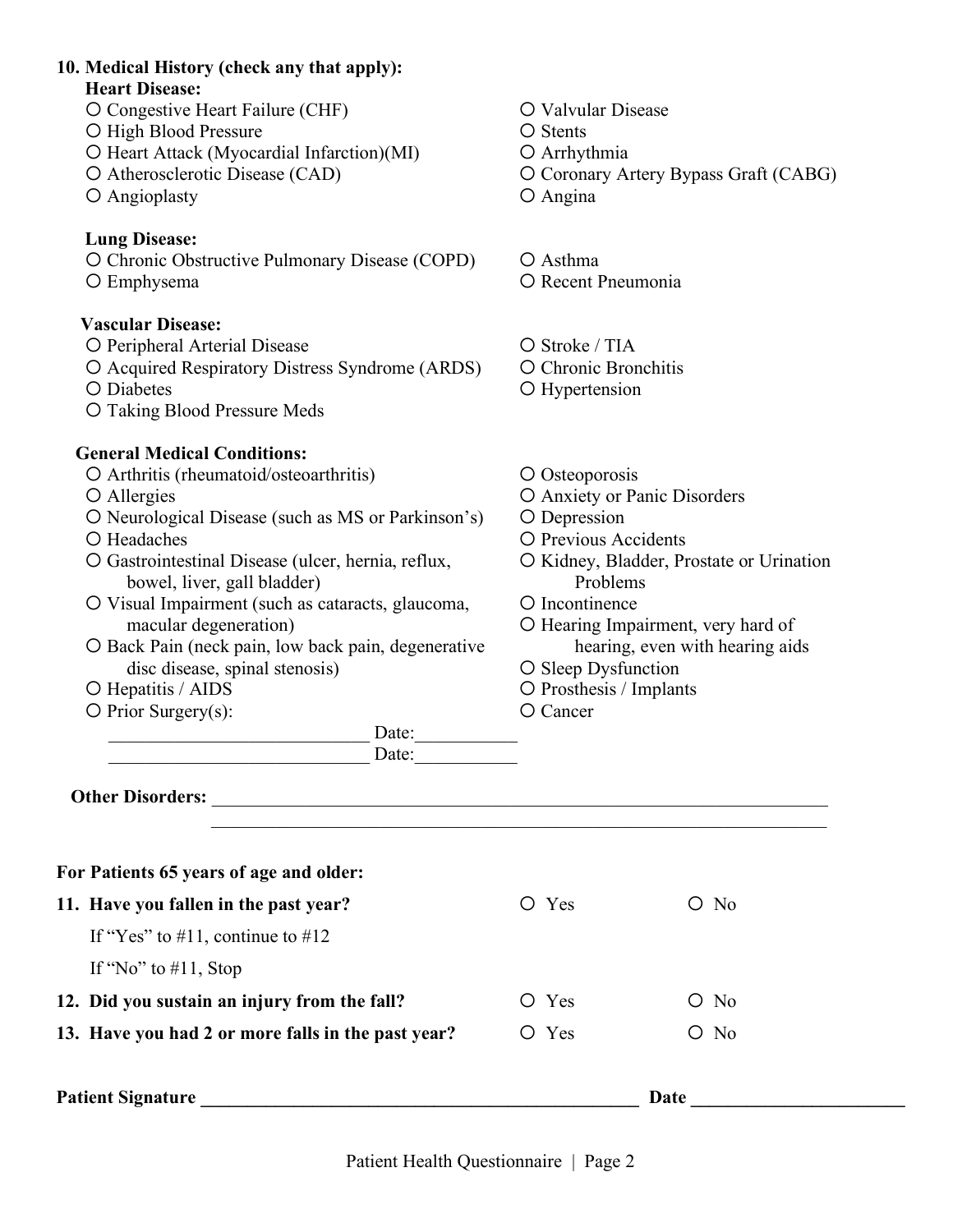**10. Medical History (check any that apply):**

**Heart Disease:**

- ○ Congestive Heart Failure (CHF)
- ○ High Blood Pressure
- ○ Heart Attack (Myocardial Infarction)(MI)
- ○ Atherosclerotic Disease (CAD)
- ○ Angioplasty
- ○ Valvular Disease
- ○ Stents
- ○ Arrhythmia
- ○ Coronary Artery Bypass Graft (CABG)
- ○ Angina

**Lung Disease:**

- ○ Chronic Obstructive Pulmonary Disease (COPD)
- ○ Emphysema
- ○ Asthma
- ○ Recent Pneumonia

**Vascular Disease:**

- ○ Peripheral Arterial Disease
- ○ Acquired Respiratory Distress Syndrome (ARDS)
- ○ Diabetes
- ○ Taking Blood Pressure Meds
- ○ Stroke / TIA
- ○ Chronic Bronchitis
- ○ Hypertension

**General Medical Conditions:**

- ○ Arthritis (rheumatoid/osteoarthritis)
- ○ Allergies
- ○ Neurological Disease (such as MS or Parkinson's)
- ○ Headaches
- ○ Gastrointestinal Disease (ulcer, hernia, reflux, bowel, liver, gall bladder)
- ○ Visual Impairment (such as cataracts, glaucoma, macular degeneration)
- ○ Back Pain (neck pain, low back pain, degenerative disc disease, spinal stenosis)
- ○ Hepatitis / AIDS
- ○ Prior Surgery(s):
  - ____________________________ Date:___________
  - ____________________________ Date:___________
- ○ Osteoporosis
- ○ Anxiety or Panic Disorders
- ○ Depression
- ○ Previous Accidents
- ○ Kidney, Bladder, Prostate or Urination Problems
- ○ Incontinence
- ○ Hearing Impairment, very hard of hearing, even with hearing aids
- ○ Sleep Dysfunction
- ○ Prosthesis / Implants
- ○ Cancer

**Other Disorders:** ____________________________________________________________________

____________________________________________________________________

**For Patients 65 years of age and older:**

**11. Have you fallen in the past year?** ○ Yes ○ No

If "Yes" to #11, continue to #12

If "No" to #11, Stop

**12. Did you sustain an injury from the fall?** ○ Yes ○ No

**13. Have you had 2 or more falls in the past year?** ○ Yes ○ No

**Patient Signature** __________________________________________________ **Date** _______________________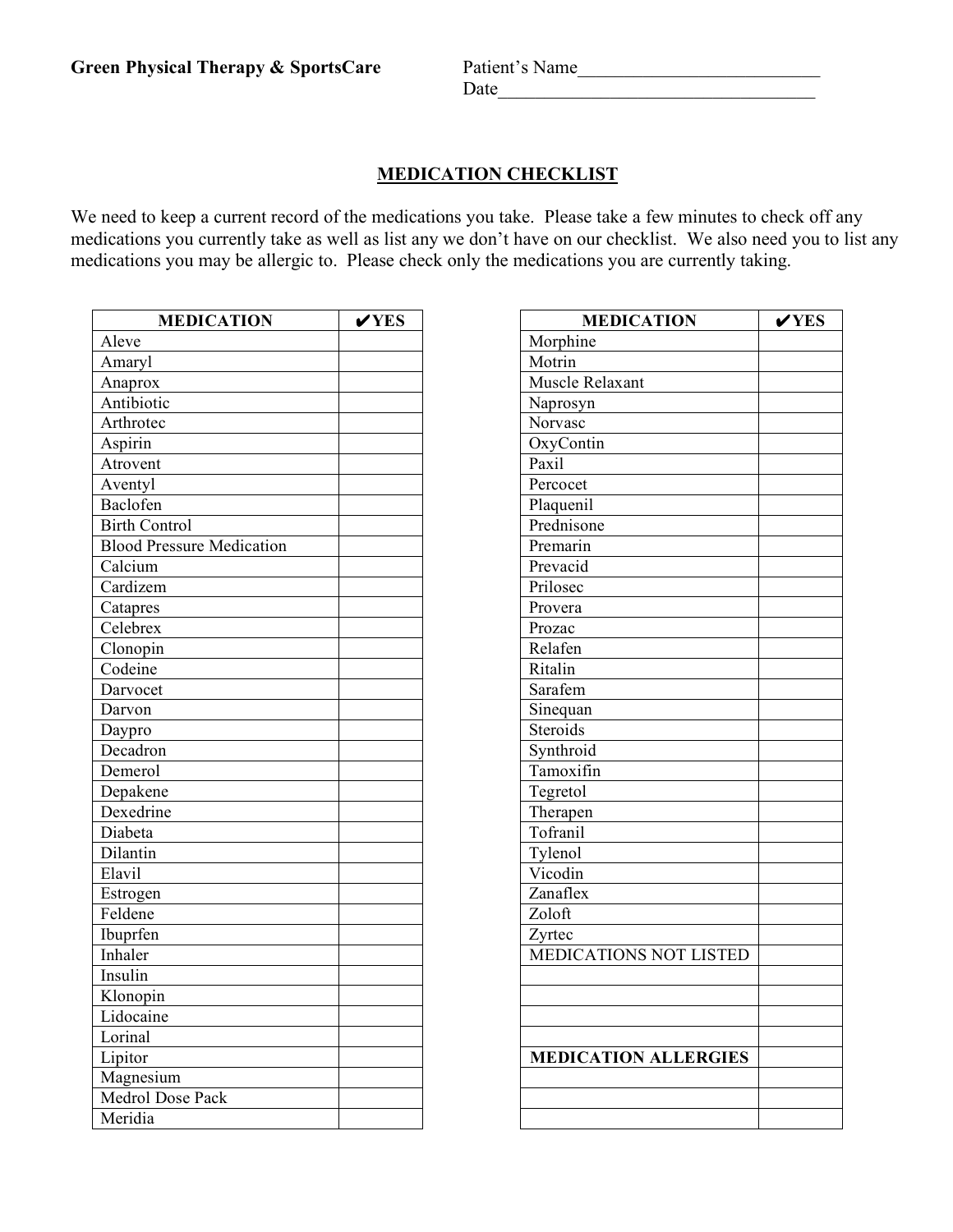**Green Physical Therapy & SportsCare**

Patient's Name___________________________
Date___________________________________

## MEDICATION CHECKLIST

We need to keep a current record of the medications you take. Please take a few minutes to check off any medications you currently take as well as list any we don't have on our checklist. We also need you to list any medications you may be allergic to. Please check only the medications you are currently taking.

| MEDICATION | ✔YES |
|---|---|
| Aleve | |
| Amaryl | |
| Anaprox | |
| Antibiotic | |
| Arthrotec | |
| Aspirin | |
| Atrovent | |
| Aventyl | |
| Baclofen | |
| Birth Control | |
| Blood Pressure Medication | |
| Calcium | |
| Cardizem | |
| Catapres | |
| Celebrex | |
| Clonopin | |
| Codeine | |
| Darvocet | |
| Darvon | |
| Daypro | |
| Decadron | |
| Demerol | |
| Depakene | |
| Dexedrine | |
| Diabeta | |
| Dilantin | |
| Elavil | |
| Estrogen | |
| Feldene | |
| Ibuprfen | |
| Inhaler | |
| Insulin | |
| Klonopin | |
| Lidocaine | |
| Lorinal | |
| Lipitor | |
| Magnesium | |
| Medrol Dose Pack | |
| Meridia | |

| MEDICATION | ✔YES |
|---|---|
| Morphine | |
| Motrin | |
| Muscle Relaxant | |
| Naprosyn | |
| Norvasc | |
| OxyContin | |
| Paxil | |
| Percocet | |
| Plaquenil | |
| Prednisone | |
| Premarin | |
| Prevacid | |
| Prilosec | |
| Provera | |
| Prozac | |
| Relafen | |
| Ritalin | |
| Sarafem | |
| Sinequan | |
| Steroids | |
| Synthroid | |
| Tamoxifin | |
| Tegretol | |
| Therapen | |
| Tofranil | |
| Tylenol | |
| Vicodin | |
| Zanaflex | |
| Zoloft | |
| Zyrtec | |
| MEDICATIONS NOT LISTED | |
| | |
| | |
| | |
| | |
| **MEDICATION ALLERGIES** | |
| | |
| | |
| | |